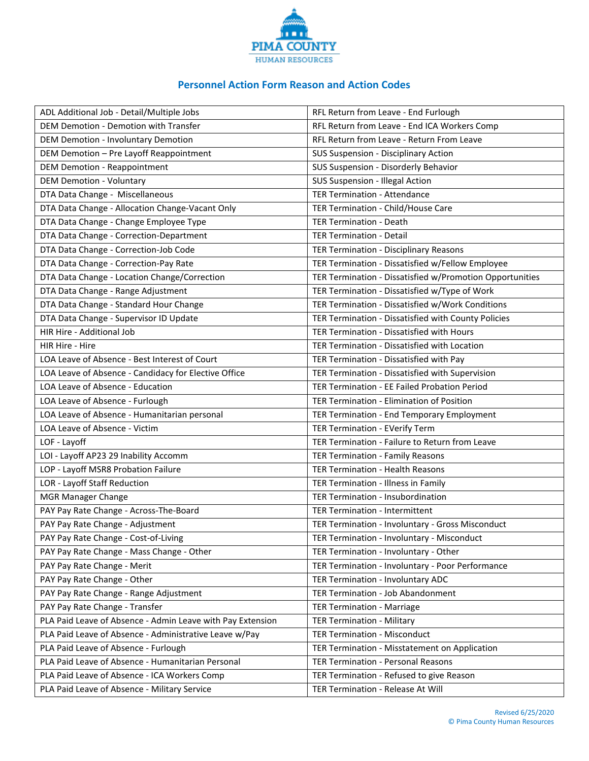# Personnel Action Form Reason and Action Codes

| | |
|---|---|
| ADL Additional Job - Detail/Multiple Jobs | RFL Return from Leave - End Furlough |
| DEM Demotion - Demotion with Transfer | RFL Return from Leave - End ICA Workers Comp |
| DEM Demotion - Involuntary Demotion | RFL Return from Leave - Return From Leave |
| DEM Demotion – Pre Layoff Reappointment | SUS Suspension - Disciplinary Action |
| DEM Demotion - Reappointment | SUS Suspension - Disorderly Behavior |
| DEM Demotion - Voluntary | SUS Suspension - Illegal Action |
| DTA Data Change - Miscellaneous | TER Termination - Attendance |
| DTA Data Change - Allocation Change-Vacant Only | TER Termination - Child/House Care |
| DTA Data Change - Change Employee Type | TER Termination - Death |
| DTA Data Change - Correction-Department | TER Termination - Detail |
| DTA Data Change - Correction-Job Code | TER Termination - Disciplinary Reasons |
| DTA Data Change - Correction-Pay Rate | TER Termination - Dissatisfied w/Fellow Employee |
| DTA Data Change - Location Change/Correction | TER Termination - Dissatisfied w/Promotion Opportunities |
| DTA Data Change - Range Adjustment | TER Termination - Dissatisfied w/Type of Work |
| DTA Data Change - Standard Hour Change | TER Termination - Dissatisfied w/Work Conditions |
| DTA Data Change - Supervisor ID Update | TER Termination - Dissatisfied with County Policies |
| HIR Hire - Additional Job | TER Termination - Dissatisfied with Hours |
| HIR Hire - Hire | TER Termination - Dissatisfied with Location |
| LOA Leave of Absence - Best Interest of Court | TER Termination - Dissatisfied with Pay |
| LOA Leave of Absence - Candidacy for Elective Office | TER Termination - Dissatisfied with Supervision |
| LOA Leave of Absence - Education | TER Termination - EE Failed Probation Period |
| LOA Leave of Absence - Furlough | TER Termination - Elimination of Position |
| LOA Leave of Absence - Humanitarian personal | TER Termination - End Temporary Employment |
| LOA Leave of Absence - Victim | TER Termination - EVerify Term |
| LOF - Layoff | TER Termination - Failure to Return from Leave |
| LOI - Layoff AP23 29 Inability Accomm | TER Termination - Family Reasons |
| LOP - Layoff MSR8 Probation Failure | TER Termination - Health Reasons |
| LOR - Layoff Staff Reduction | TER Termination - Illness in Family |
| MGR Manager Change | TER Termination - Insubordination |
| PAY Pay Rate Change - Across-The-Board | TER Termination - Intermittent |
| PAY Pay Rate Change - Adjustment | TER Termination - Involuntary - Gross Misconduct |
| PAY Pay Rate Change - Cost-of-Living | TER Termination - Involuntary - Misconduct |
| PAY Pay Rate Change - Mass Change - Other | TER Termination - Involuntary - Other |
| PAY Pay Rate Change - Merit | TER Termination - Involuntary - Poor Performance |
| PAY Pay Rate Change - Other | TER Termination - Involuntary ADC |
| PAY Pay Rate Change - Range Adjustment | TER Termination - Job Abandonment |
| PAY Pay Rate Change - Transfer | TER Termination - Marriage |
| PLA Paid Leave of Absence - Admin Leave with Pay Extension | TER Termination - Military |
| PLA Paid Leave of Absence - Administrative Leave w/Pay | TER Termination - Misconduct |
| PLA Paid Leave of Absence - Furlough | TER Termination - Misstatement on Application |
| PLA Paid Leave of Absence - Humanitarian Personal | TER Termination - Personal Reasons |
| PLA Paid Leave of Absence - ICA Workers Comp | TER Termination - Refused to give Reason |
| PLA Paid Leave of Absence - Military Service | TER Termination - Release At Will |

Revised 6/25/2020
© Pima County Human Resources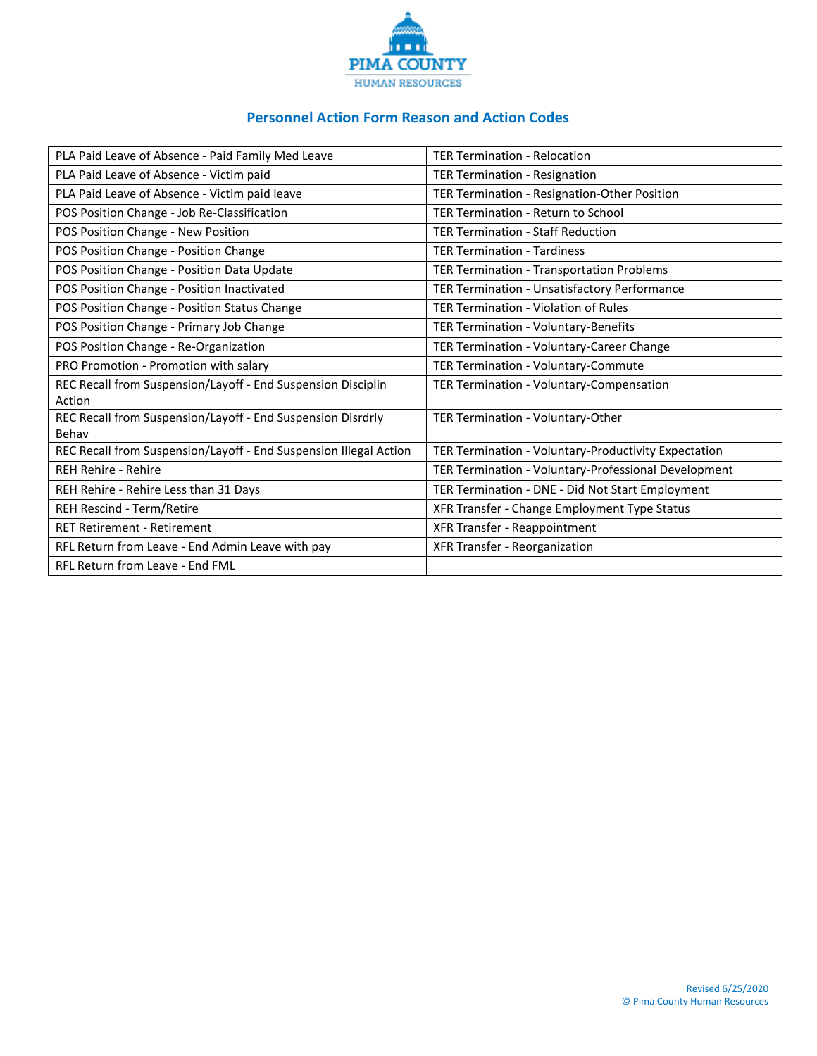PIMA COUNTY
HUMAN RESOURCES

## Personnel Action Form Reason and Action Codes

| | |
|---|---|
| PLA Paid Leave of Absence - Paid Family Med Leave | TER Termination - Relocation |
| PLA Paid Leave of Absence - Victim paid | TER Termination - Resignation |
| PLA Paid Leave of Absence - Victim paid leave | TER Termination - Resignation-Other Position |
| POS Position Change - Job Re-Classification | TER Termination - Return to School |
| POS Position Change - New Position | TER Termination - Staff Reduction |
| POS Position Change - Position Change | TER Termination - Tardiness |
| POS Position Change - Position Data Update | TER Termination - Transportation Problems |
| POS Position Change - Position Inactivated | TER Termination - Unsatisfactory Performance |
| POS Position Change - Position Status Change | TER Termination - Violation of Rules |
| POS Position Change - Primary Job Change | TER Termination - Voluntary-Benefits |
| POS Position Change - Re-Organization | TER Termination - Voluntary-Career Change |
| PRO Promotion - Promotion with salary | TER Termination - Voluntary-Commute |
| REC Recall from Suspension/Layoff - End Suspension Disciplin Action | TER Termination - Voluntary-Compensation |
| REC Recall from Suspension/Layoff - End Suspension Disrdrly Behav | TER Termination - Voluntary-Other |
| REC Recall from Suspension/Layoff - End Suspension Illegal Action | TER Termination - Voluntary-Productivity Expectation |
| REH Rehire - Rehire | TER Termination - Voluntary-Professional Development |
| REH Rehire - Rehire Less than 31 Days | TER Termination - DNE - Did Not Start Employment |
| REH Rescind - Term/Retire | XFR Transfer - Change Employment Type Status |
| RET Retirement - Retirement | XFR Transfer - Reappointment |
| RFL Return from Leave - End Admin Leave with pay | XFR Transfer - Reorganization |
| RFL Return from Leave - End FML | |

Revised 6/25/2020
© Pima County Human Resources